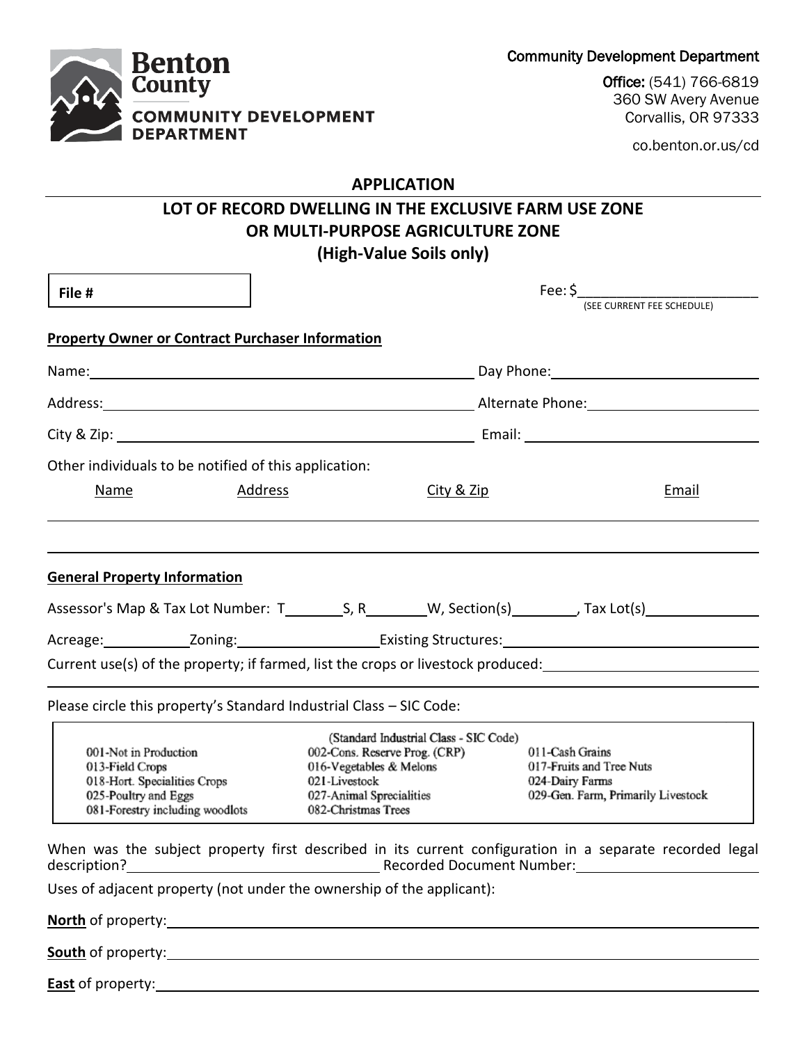Benton County
COMMUNITY DEVELOPMENT DEPARTMENT

Community Development Department

Office: (541) 766-6819
360 SW Avery Avenue
Corvallis, OR 97333

co.benton.or.us/cd

# APPLICATION

## LOT OF RECORD DWELLING IN THE EXCLUSIVE FARM USE ZONE OR MULTI-PURPOSE AGRICULTURE ZONE (High-Value Soils only)

**File #**

Fee: $______________________
(SEE CURRENT FEE SCHEDULE)

**Property Owner or Contract Purchaser Information**

Name: ______________________ Day Phone: ______________________

Address: ______________________ Alternate Phone: ______________________

City & Zip: ______________________ Email: ______________________

Other individuals to be notified of this application:

| Name | Address | City & Zip | Email |
|---|---|---|---|
| | | | |
| | | | |

**General Property Information**

Assessor's Map & Tax Lot Number: T________S, R________W, Section(s)________, Tax Lot(s)______________

Acreage:__________Zoning:________________Existing Structures:______________________

Current use(s) of the property; if farmed, list the crops or livestock produced:______________________

Please circle this property's Standard Industrial Class – SIC Code:

(Standard Industrial Class - SIC Code)

| | | |
|---|---|---|
| 001-Not in Production | 002-Cons. Reserve Prog. (CRP) | 011-Cash Grains |
| 013-Field Crops | 016-Vegetables & Melons | 017-Fruits and Tree Nuts |
| 018-Hort. Specialities Crops | 021-Livestock | 024-Dairy Farms |
| 025-Poultry and Eggs | 027-Animal Sprecialities | 029-Gen. Farm, Primarily Livestock |
| 081-Forestry including woodlots | 082-Christmas Trees | |

When was the subject property first described in its current configuration in a separate recorded legal description?______________________ Recorded Document Number:______________________

Uses of adjacent property (not under the ownership of the applicant):

**North** of property:______________________

**South** of property:______________________

**East** of property:______________________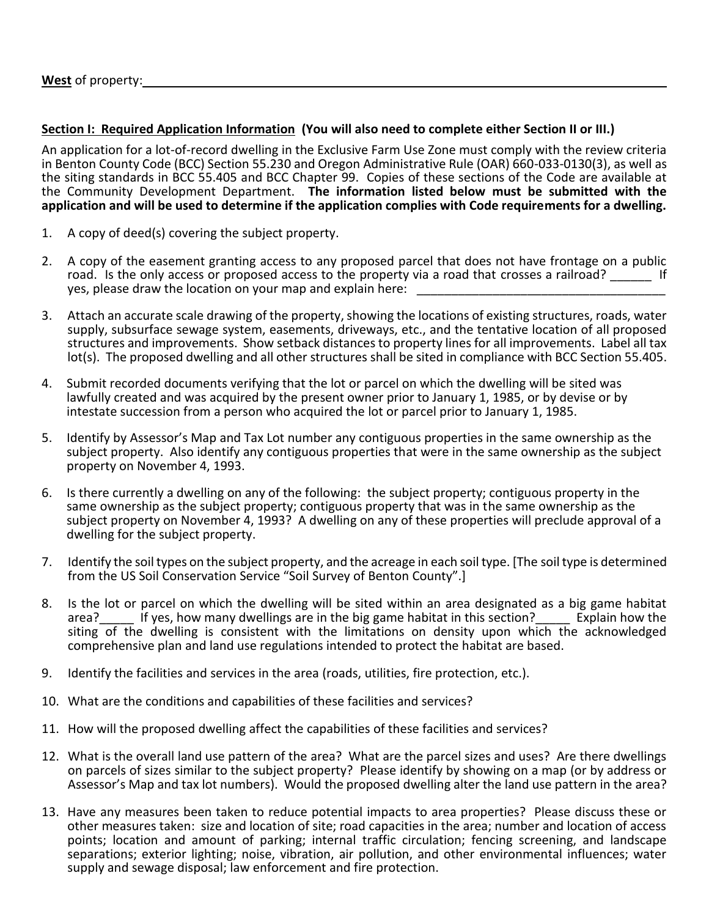**West** of property:\_\_\_\_\_\_\_\_\_\_\_\_\_\_\_\_\_\_\_\_\_\_\_\_\_\_\_\_\_\_\_\_\_\_\_\_\_\_\_\_\_\_\_\_\_\_\_\_\_\_\_\_\_\_\_\_\_\_\_\_\_\_\_\_\_\_\_\_\_\_\_\_\_\_\_\_\_\_

**Section I: Required Application Information (You will also need to complete either Section II or III.)**

An application for a lot-of-record dwelling in the Exclusive Farm Use Zone must comply with the review criteria in Benton County Code (BCC) Section 55.230 and Oregon Administrative Rule (OAR) 660-033-0130(3), as well as the siting standards in BCC 55.405 and BCC Chapter 99. Copies of these sections of the Code are available at the Community Development Department. **The information listed below must be submitted with the application and will be used to determine if the application complies with Code requirements for a dwelling.**

1. A copy of deed(s) covering the subject property.

2. A copy of the easement granting access to any proposed parcel that does not have frontage on a public road. Is the only access or proposed access to the property via a road that crosses a railroad? \_\_\_\_\_\_ If yes, please draw the location on your map and explain here: \_\_\_\_\_\_\_\_\_\_\_\_\_\_\_\_\_\_\_\_\_\_\_\_\_\_\_\_\_\_\_\_\_\_\_\_\_\_

3. Attach an accurate scale drawing of the property, showing the locations of existing structures, roads, water supply, subsurface sewage system, easements, driveways, etc., and the tentative location of all proposed structures and improvements. Show setback distances to property lines for all improvements. Label all tax lot(s). The proposed dwelling and all other structures shall be sited in compliance with BCC Section 55.405.

4. Submit recorded documents verifying that the lot or parcel on which the dwelling will be sited was lawfully created and was acquired by the present owner prior to January 1, 1985, or by devise or by intestate succession from a person who acquired the lot or parcel prior to January 1, 1985.

5. Identify by Assessor's Map and Tax Lot number any contiguous properties in the same ownership as the subject property. Also identify any contiguous properties that were in the same ownership as the subject property on November 4, 1993.

6. Is there currently a dwelling on any of the following: the subject property; contiguous property in the same ownership as the subject property; contiguous property that was in the same ownership as the subject property on November 4, 1993? A dwelling on any of these properties will preclude approval of a dwelling for the subject property.

7. Identify the soil types on the subject property, and the acreage in each soil type. [The soil type is determined from the US Soil Conservation Service "Soil Survey of Benton County".]

8. Is the lot or parcel on which the dwelling will be sited within an area designated as a big game habitat area?\_\_\_\_\_ If yes, how many dwellings are in the big game habitat in this section?\_\_\_\_\_ Explain how the siting of the dwelling is consistent with the limitations on density upon which the acknowledged comprehensive plan and land use regulations intended to protect the habitat are based.

9. Identify the facilities and services in the area (roads, utilities, fire protection, etc.).

10. What are the conditions and capabilities of these facilities and services?

11. How will the proposed dwelling affect the capabilities of these facilities and services?

12. What is the overall land use pattern of the area? What are the parcel sizes and uses? Are there dwellings on parcels of sizes similar to the subject property? Please identify by showing on a map (or by address or Assessor's Map and tax lot numbers). Would the proposed dwelling alter the land use pattern in the area?

13. Have any measures been taken to reduce potential impacts to area properties? Please discuss these or other measures taken: size and location of site; road capacities in the area; number and location of access points; location and amount of parking; internal traffic circulation; fencing screening, and landscape separations; exterior lighting; noise, vibration, air pollution, and other environmental influences; water supply and sewage disposal; law enforcement and fire protection.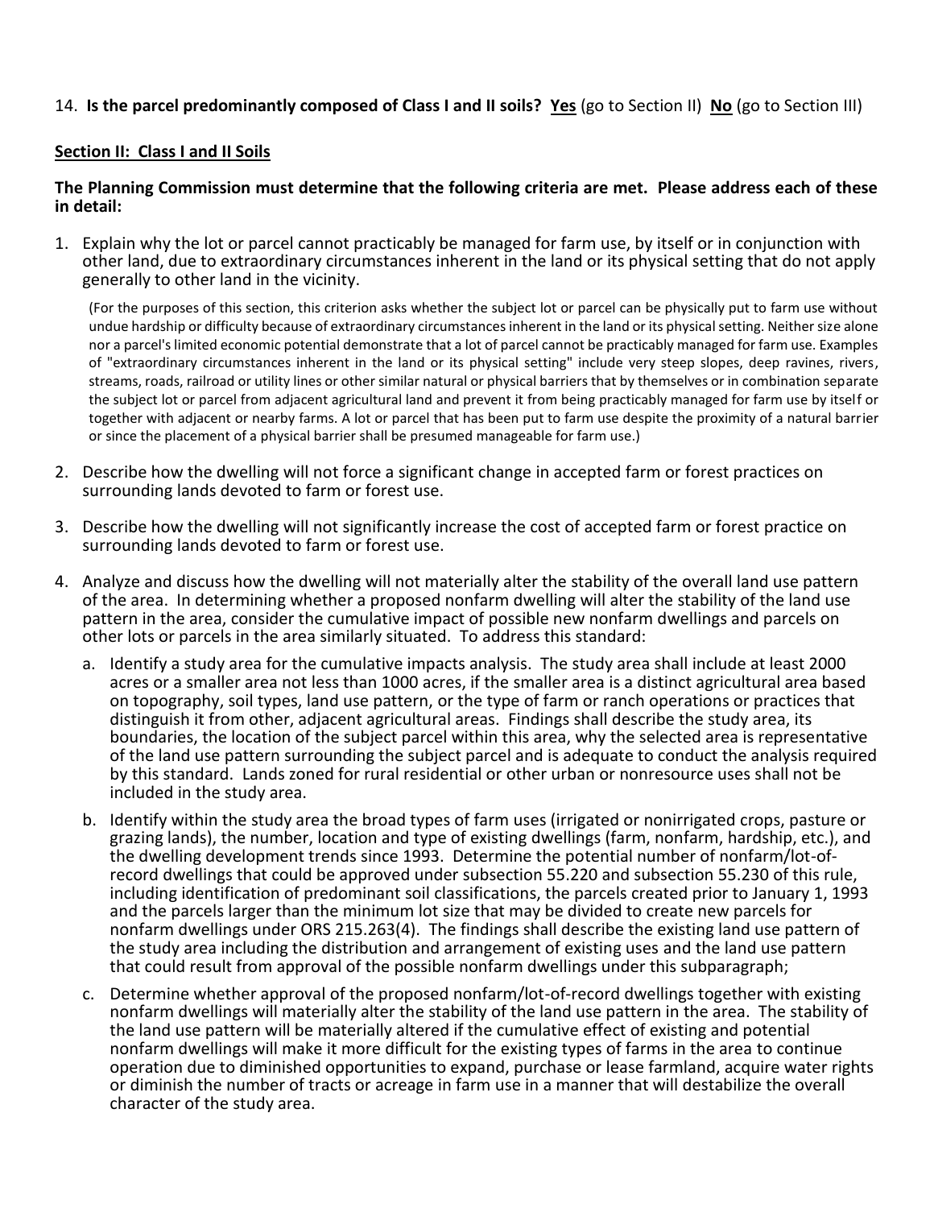14. **Is the parcel predominantly composed of Class I and II soils? <u>Yes</u>** (go to Section II) **<u>No</u>** (go to Section III)

## <u>Section II: Class I and II Soils</u>

**The Planning Commission must determine that the following criteria are met. Please address each of these in detail:**

1. Explain why the lot or parcel cannot practicably be managed for farm use, by itself or in conjunction with other land, due to extraordinary circumstances inherent in the land or its physical setting that do not apply generally to other land in the vicinity.

   (For the purposes of this section, this criterion asks whether the subject lot or parcel can be physically put to farm use without undue hardship or difficulty because of extraordinary circumstances inherent in the land or its physical setting. Neither size alone nor a parcel's limited economic potential demonstrate that a lot of parcel cannot be practicably managed for farm use. Examples of "extraordinary circumstances inherent in the land or its physical setting" include very steep slopes, deep ravines, rivers, streams, roads, railroad or utility lines or other similar natural or physical barriers that by themselves or in combination separate the subject lot or parcel from adjacent agricultural land and prevent it from being practicably managed for farm use by itself or together with adjacent or nearby farms. A lot or parcel that has been put to farm use despite the proximity of a natural barrier or since the placement of a physical barrier shall be presumed manageable for farm use.)

2. Describe how the dwelling will not force a significant change in accepted farm or forest practices on surrounding lands devoted to farm or forest use.

3. Describe how the dwelling will not significantly increase the cost of accepted farm or forest practice on surrounding lands devoted to farm or forest use.

4. Analyze and discuss how the dwelling will not materially alter the stability of the overall land use pattern of the area. In determining whether a proposed nonfarm dwelling will alter the stability of the land use pattern in the area, consider the cumulative impact of possible new nonfarm dwellings and parcels on other lots or parcels in the area similarly situated. To address this standard:

   a. Identify a study area for the cumulative impacts analysis. The study area shall include at least 2000 acres or a smaller area not less than 1000 acres, if the smaller area is a distinct agricultural area based on topography, soil types, land use pattern, or the type of farm or ranch operations or practices that distinguish it from other, adjacent agricultural areas. Findings shall describe the study area, its boundaries, the location of the subject parcel within this area, why the selected area is representative of the land use pattern surrounding the subject parcel and is adequate to conduct the analysis required by this standard. Lands zoned for rural residential or other urban or nonresource uses shall not be included in the study area.

   b. Identify within the study area the broad types of farm uses (irrigated or nonirrigated crops, pasture or grazing lands), the number, location and type of existing dwellings (farm, nonfarm, hardship, etc.), and the dwelling development trends since 1993. Determine the potential number of nonfarm/lot-of-record dwellings that could be approved under subsection 55.220 and subsection 55.230 of this rule, including identification of predominant soil classifications, the parcels created prior to January 1, 1993 and the parcels larger than the minimum lot size that may be divided to create new parcels for nonfarm dwellings under ORS 215.263(4). The findings shall describe the existing land use pattern of the study area including the distribution and arrangement of existing uses and the land use pattern that could result from approval of the possible nonfarm dwellings under this subparagraph;

   c. Determine whether approval of the proposed nonfarm/lot-of-record dwellings together with existing nonfarm dwellings will materially alter the stability of the land use pattern in the area. The stability of the land use pattern will be materially altered if the cumulative effect of existing and potential nonfarm dwellings will make it more difficult for the existing types of farms in the area to continue operation due to diminished opportunities to expand, purchase or lease farmland, acquire water rights or diminish the number of tracts or acreage in farm use in a manner that will destabilize the overall character of the study area.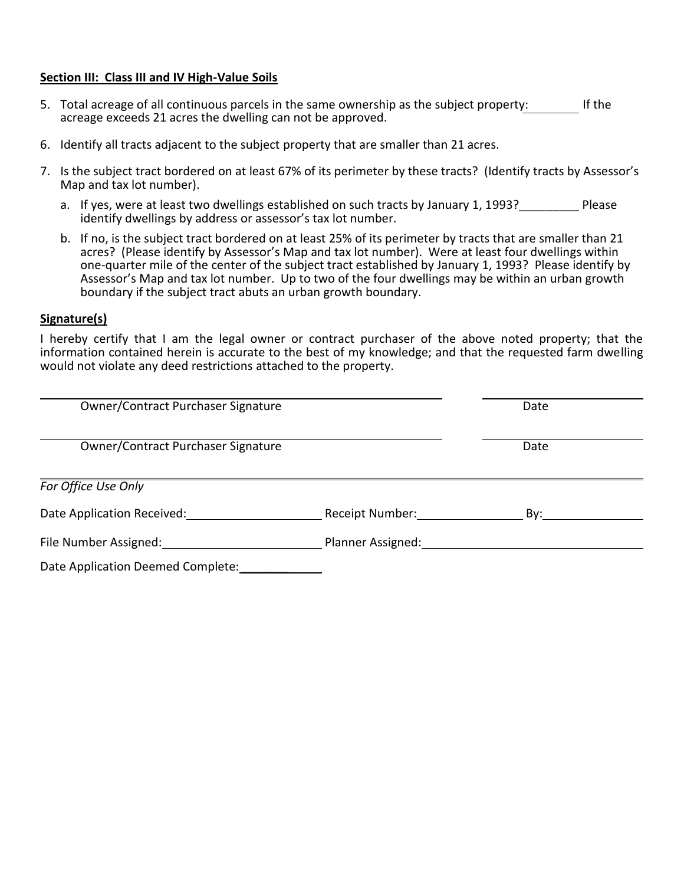**Section III: Class III and IV High-Value Soils**

5. Total acreage of all continuous parcels in the same ownership as the subject property: ________ If the acreage exceeds 21 acres the dwelling can not be approved.

6. Identify all tracts adjacent to the subject property that are smaller than 21 acres.

7. Is the subject tract bordered on at least 67% of its perimeter by these tracts? (Identify tracts by Assessor's Map and tax lot number).

   a. If yes, were at least two dwellings established on such tracts by January 1, 1993?_________ Please identify dwellings by address or assessor's tax lot number.

   b. If no, is the subject tract bordered on at least 25% of its perimeter by tracts that are smaller than 21 acres? (Please identify by Assessor's Map and tax lot number). Were at least four dwellings within one-quarter mile of the center of the subject tract established by January 1, 1993? Please identify by Assessor's Map and tax lot number. Up to two of the four dwellings may be within an urban growth boundary if the subject tract abuts an urban growth boundary.

**Signature(s)**

I hereby certify that I am the legal owner or contract purchaser of the above noted property; that the information contained herein is accurate to the best of my knowledge; and that the requested farm dwelling would not violate any deed restrictions attached to the property.

_______________________________________________ ________________

Owner/Contract Purchaser Signature Date

_______________________________________________ ________________

Owner/Contract Purchaser Signature Date

---

*For Office Use Only*

Date Application Received: ____________________ Receipt Number: ________________ By: ______________

File Number Assigned: ________________________ Planner Assigned: ________________________________

Date Application Deemed Complete: ____________